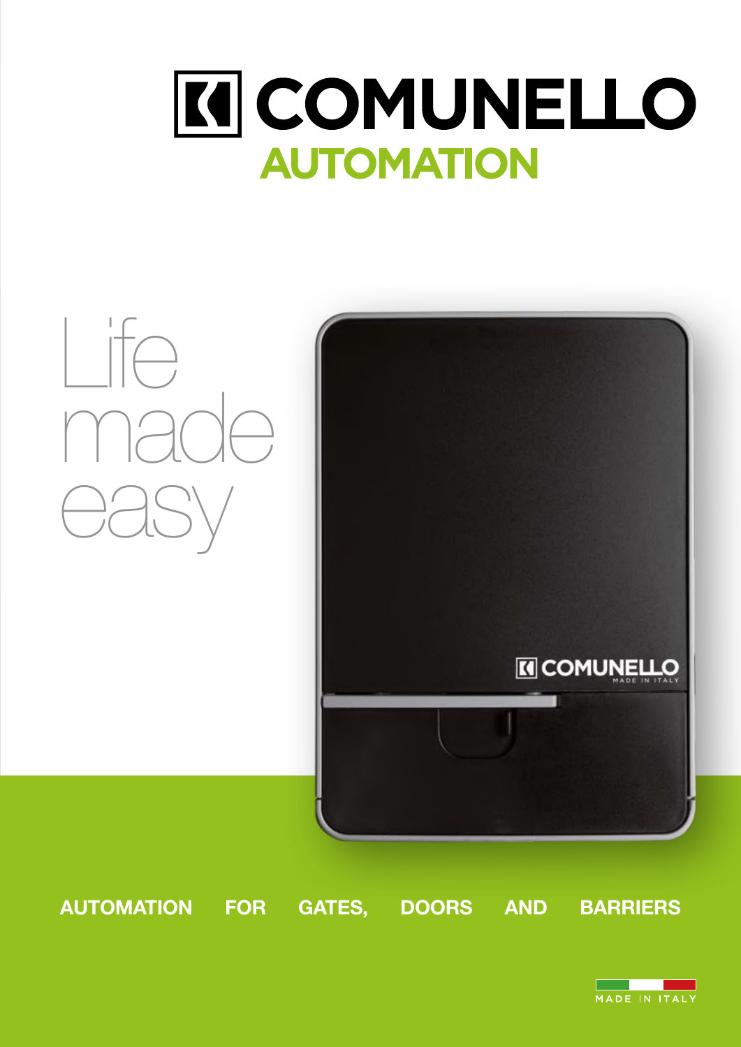# COMUNELLO

## AUTOMATION

Life
made
easy

**AUTOMATION FOR GATES, DOORS AND BARRIERS**

MADE IN ITALY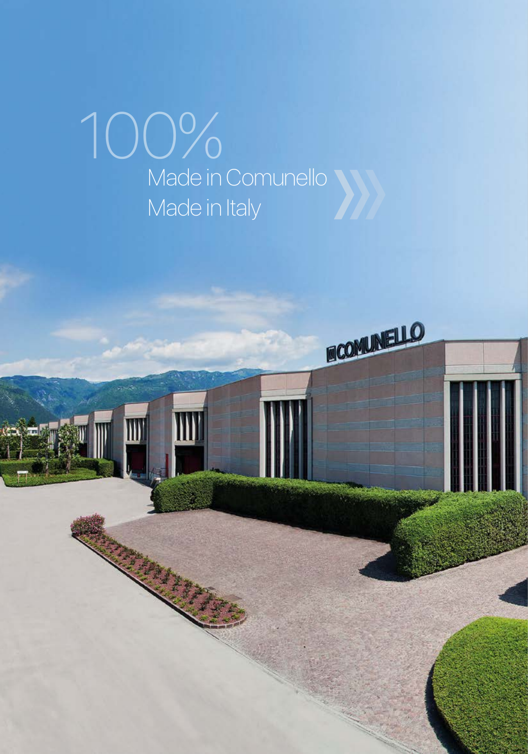100%

Made in Comunello

Made in Italy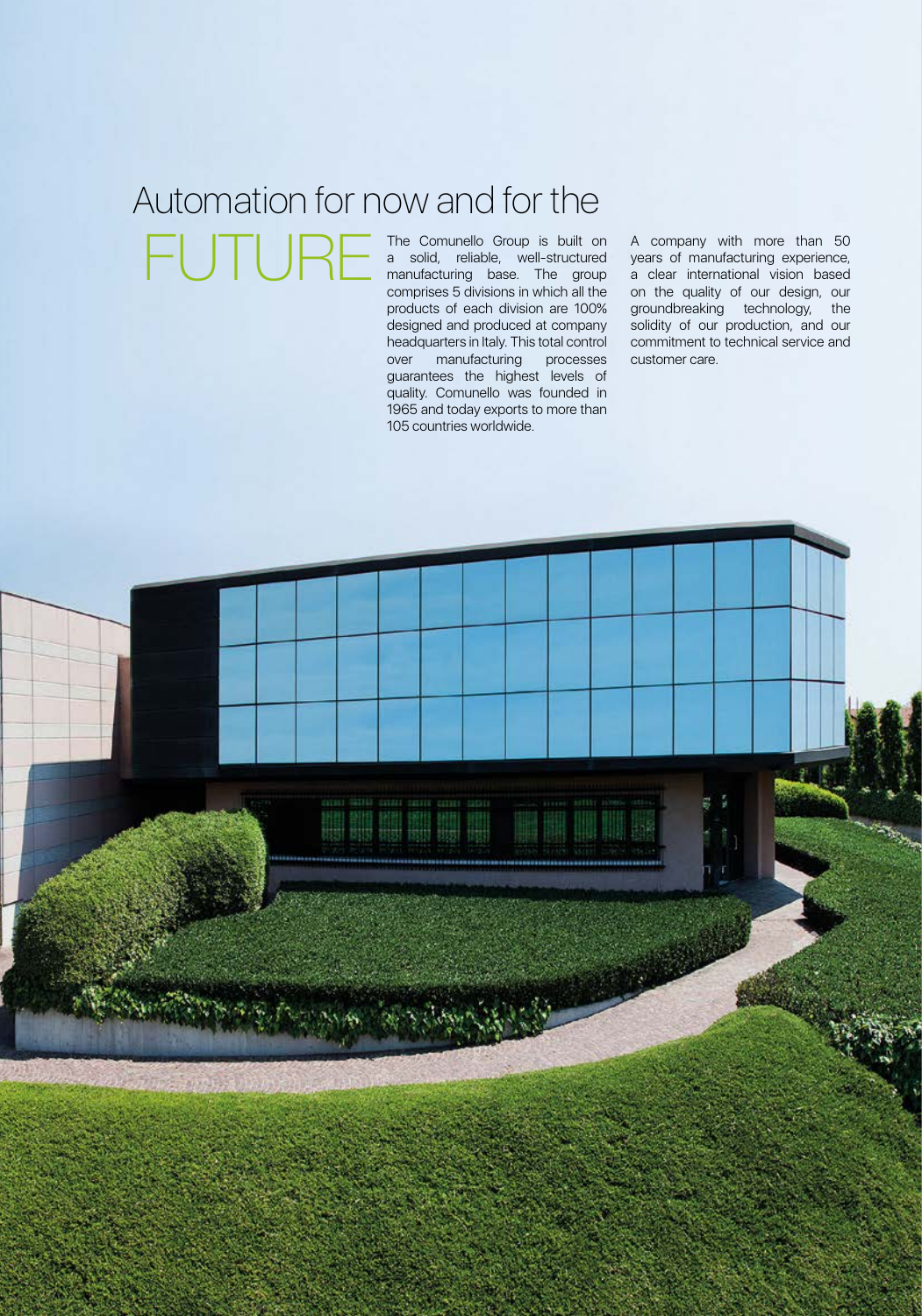# Automation for now and for the FUTURE

The Comunello Group is built on a solid, reliable, well-structured manufacturing base. The group comprises 5 divisions in which all the products of each division are 100% designed and produced at company headquarters in Italy. This total control over manufacturing processes guarantees the highest levels of quality. Comunello was founded in 1965 and today exports to more than 105 countries worldwide.

A company with more than 50 years of manufacturing experience, a clear international vision based on the quality of our design, our groundbreaking technology, the solidity of our production, and our commitment to technical service and customer care.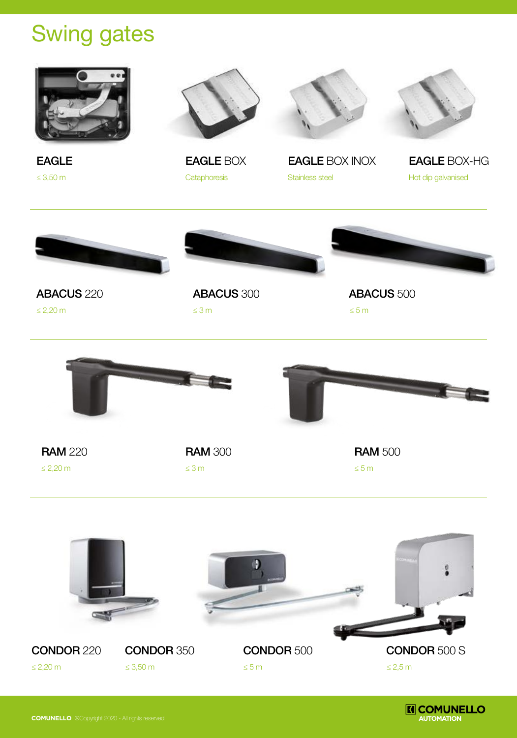# Swing gates

**EAGLE**
≤ 3,50 m

**EAGLE** BOX
Cataphoresis

**EAGLE** BOX INOX
Stainless steel

**EAGLE** BOX-HG
Hot dip galvanised

---

**ABACUS** 220
≤ 2,20 m

**ABACUS** 300
≤ 3 m

**ABACUS** 500
≤ 5 m

---

**RAM** 220
≤ 2,20 m

**RAM** 300
≤ 3 m

**RAM** 500
≤ 5 m

---

**CONDOR** 220
≤ 2,20 m

**CONDOR** 350
≤ 3,50 m

**CONDOR** 500
≤ 5 m

**CONDOR** 500 S
≤ 2,5 m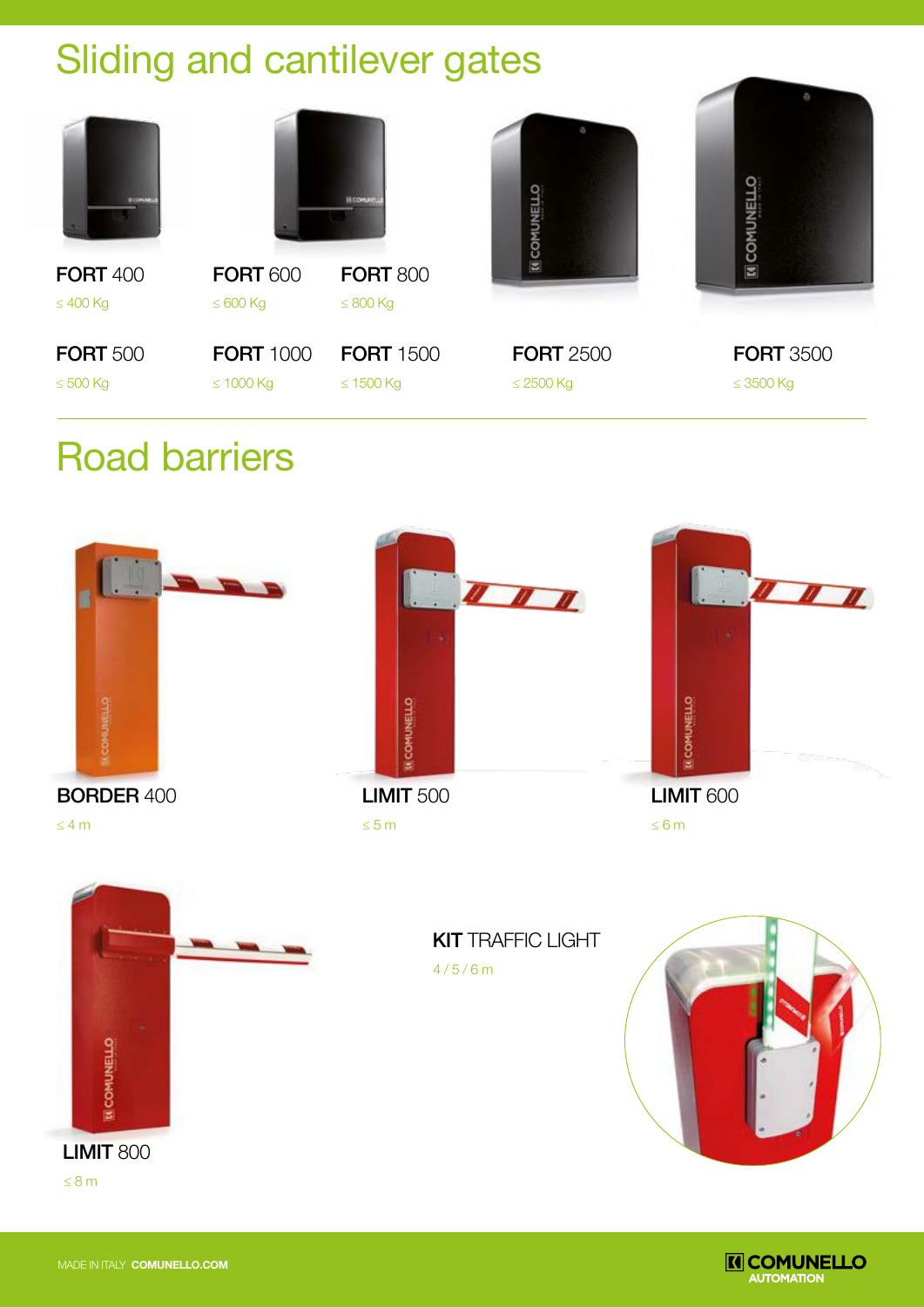# Sliding and cantilever gates

**FORT** 400
≤ 400 Kg

**FORT** 600
≤ 600 Kg

**FORT** 800
≤ 800 Kg

**FORT** 500
≤ 500 Kg

**FORT** 1000
≤ 1000 Kg

**FORT** 1500
≤ 1500 Kg

**FORT** 2500
≤ 2500 Kg

**FORT** 3500
≤ 3500 Kg

# Road barriers

**BORDER** 400
≤ 4 m

**LIMIT** 500
≤ 5 m

**LIMIT** 600
≤ 6 m

**LIMIT** 800
≤ 8 m

**KIT** TRAFFIC LIGHT
4 / 5 / 6 m

MADE IN ITALY **COMUNELLO.COM**

**COMUNELLO AUTOMATION**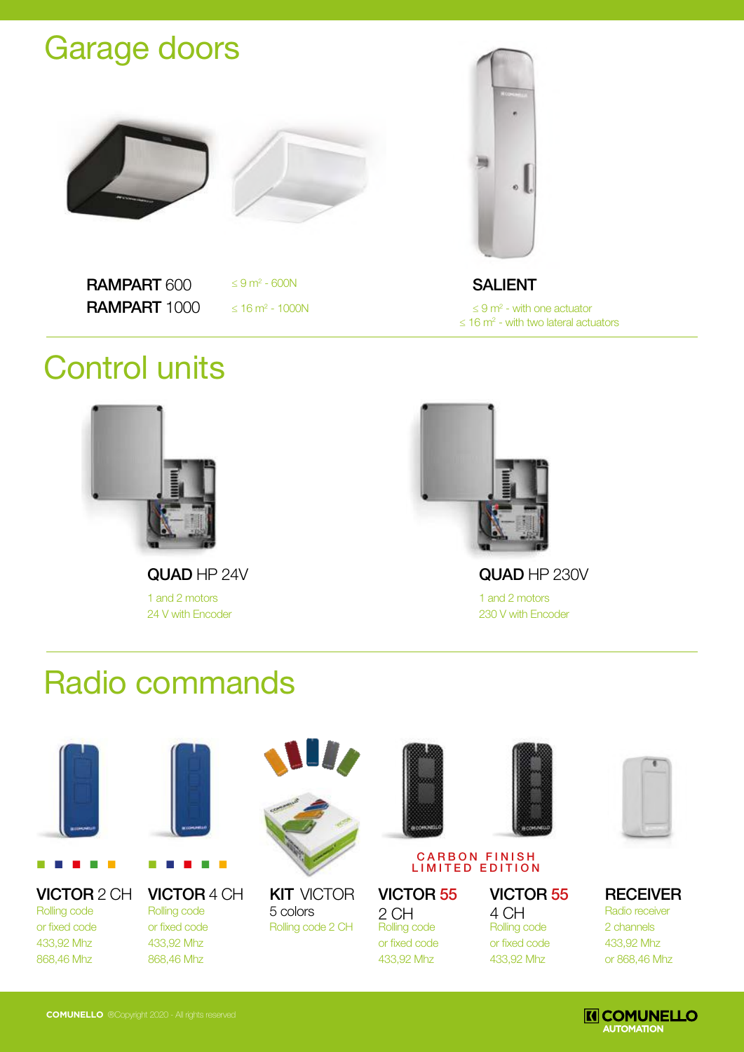# Garage doors

**RAMPART** 600 — ≤ 9 m² - 600N

**RAMPART** 1000 — ≤ 16 m² - 1000N

**SALIENT**

≤ 9 m² - with one actuator

≤ 16 m² - with two lateral actuators

# Control units

**QUAD** HP 24V

1 and 2 motors

24 V with Encoder

**QUAD** HP 230V

1 and 2 motors

230 V with Encoder

# Radio commands

**VICTOR** 2 CH

Rolling code

or fixed code

433,92 Mhz

868,46 Mhz

**VICTOR** 4 CH

Rolling code

or fixed code

433,92 Mhz

868,46 Mhz

**KIT** VICTOR

5 colors

Rolling code 2 CH

CARBON FINISH LIMITED EDITION

**VICTOR 55**

2 CH

Rolling code

or fixed code

433,92 Mhz

**VICTOR 55**

4 CH

Rolling code

or fixed code

433,92 Mhz

**RECEIVER**

Radio receiver

2 channels

433,92 Mhz

or 868,46 Mhz

**COMUNELLO** ®Copyright 2020 - All rights reserved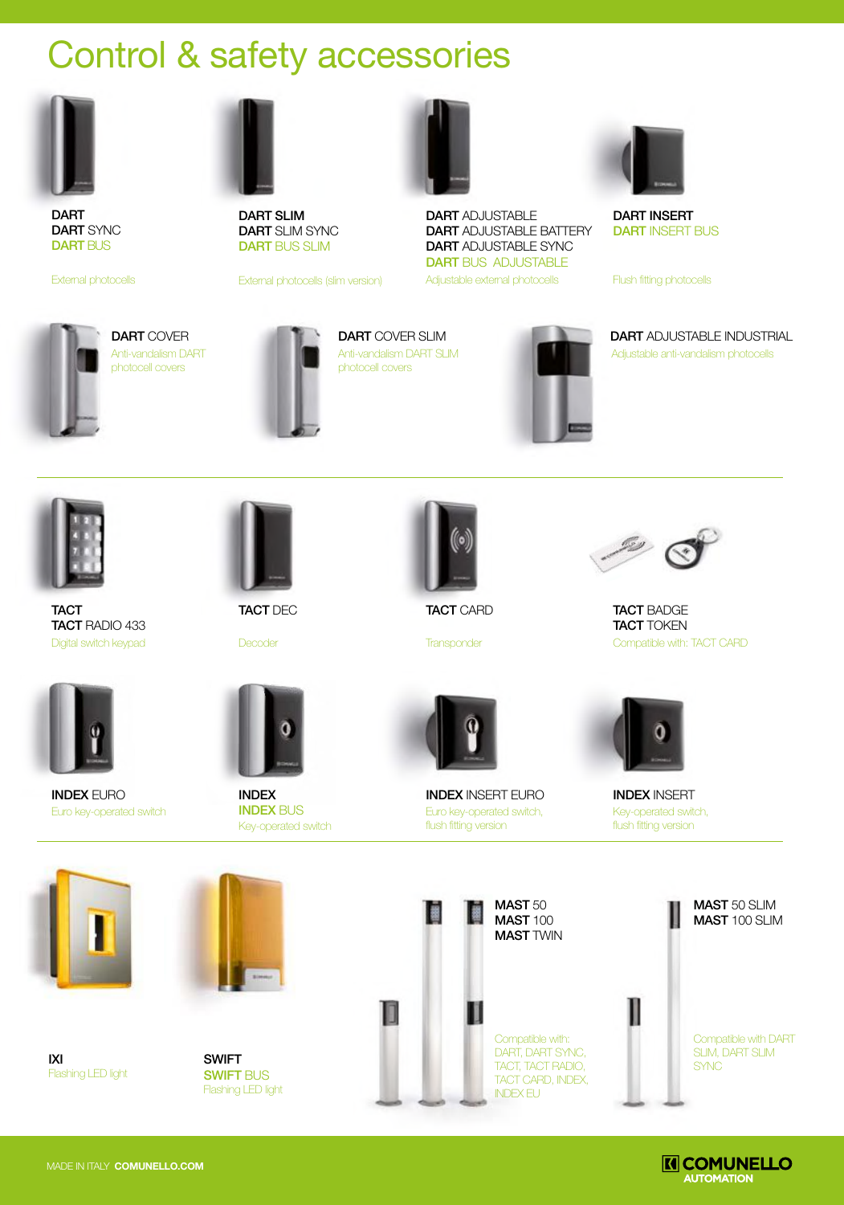# Control & safety accessories

**DART**
**DART** SYNC
**DART** BUS

External photocells

**DART SLIM**
**DART** SLIM SYNC
**DART** BUS SLIM

External photocells (slim version)

**DART** ADJUSTABLE
**DART** ADJUSTABLE BATTERY
**DART** ADJUSTABLE SYNC
**DART** BUS ADJUSTABLE

Adjustable external photocells

**DART INSERT**
**DART** INSERT BUS

Flush fitting photocells

**DART** COVER

Anti-vandalism DART photocell covers

**DART** COVER SLIM

Anti-vandalism DART SLIM photocell covers

**DART** ADJUSTABLE INDUSTRIAL

Adjustable anti-vandalism photocells

**TACT**
**TACT** RADIO 433

Digital switch keypad

**TACT** DEC

Decoder

**TACT** CARD

Transponder

**TACT** BADGE
**TACT** TOKEN

Compatible with: TACT CARD

**INDEX** EURO

Euro key-operated switch

**INDEX**
**INDEX** BUS

Key-operated switch

**INDEX** INSERT EURO

Euro key-operated switch, flush fitting version

**INDEX** INSERT

Key-operated switch, flush fitting version

**IXI**

Flashing LED light

**SWIFT**
**SWIFT** BUS

Flashing LED light

**MAST** 50
**MAST** 100
**MAST** TWIN

Compatible with: DART, DART SYNC, TACT, TACT RADIO, TACT CARD, INDEX, INDEX EU

**MAST** 50 SLIM
**MAST** 100 SLIM

Compatible with DART SLIM, DART SLIM SYNC

MADE IN ITALY **COMUNELLO.COM**

**COMUNELLO AUTOMATION**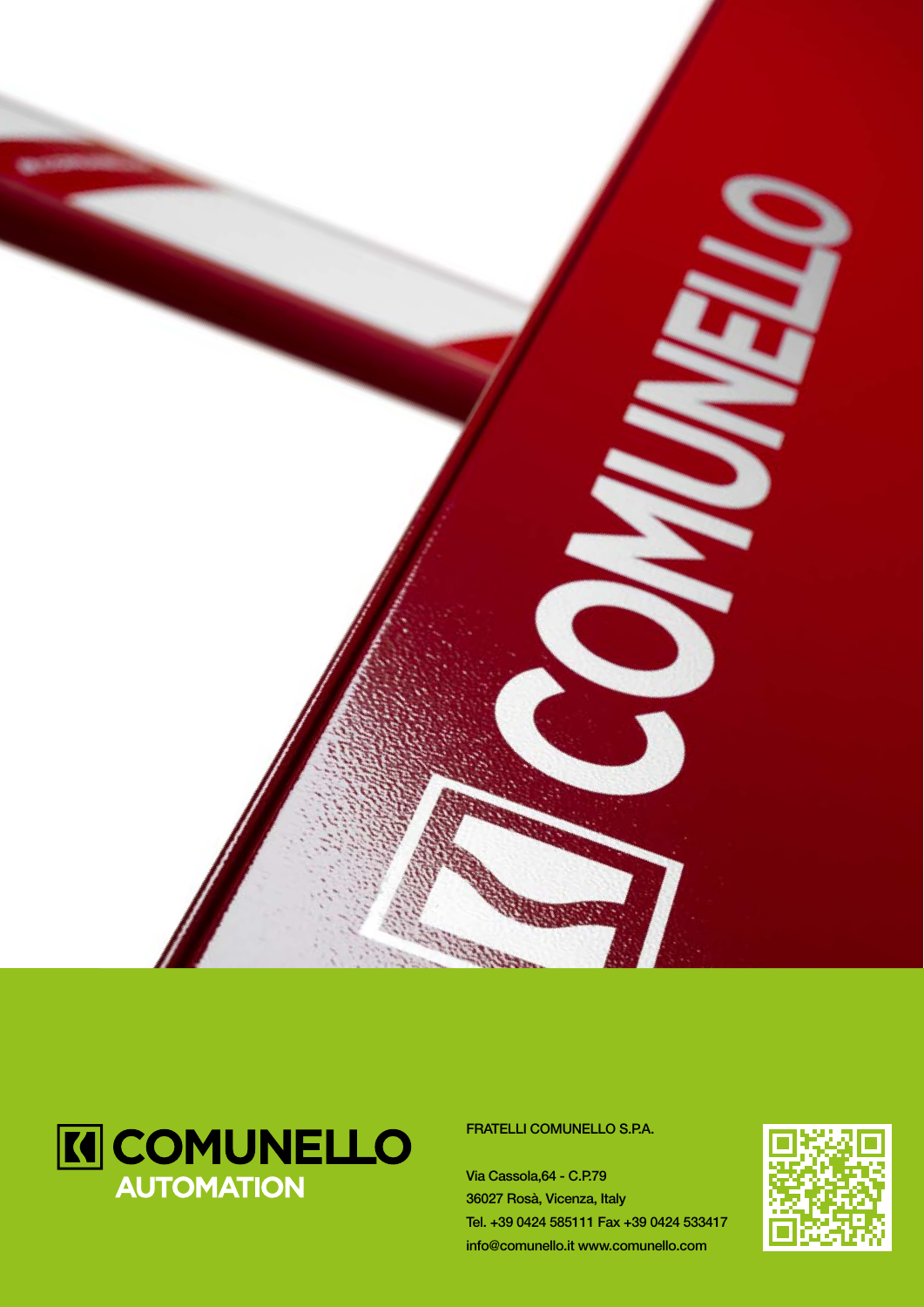COMUNELLO
AUTOMATION

FRATELLI COMUNELLO S.P.A.

Via Cassola,64 - C.P.79
36027 Rosà, Vicenza, Italy
Tel. +39 0424 585111 Fax +39 0424 533417
info@comunello.it www.comunello.com